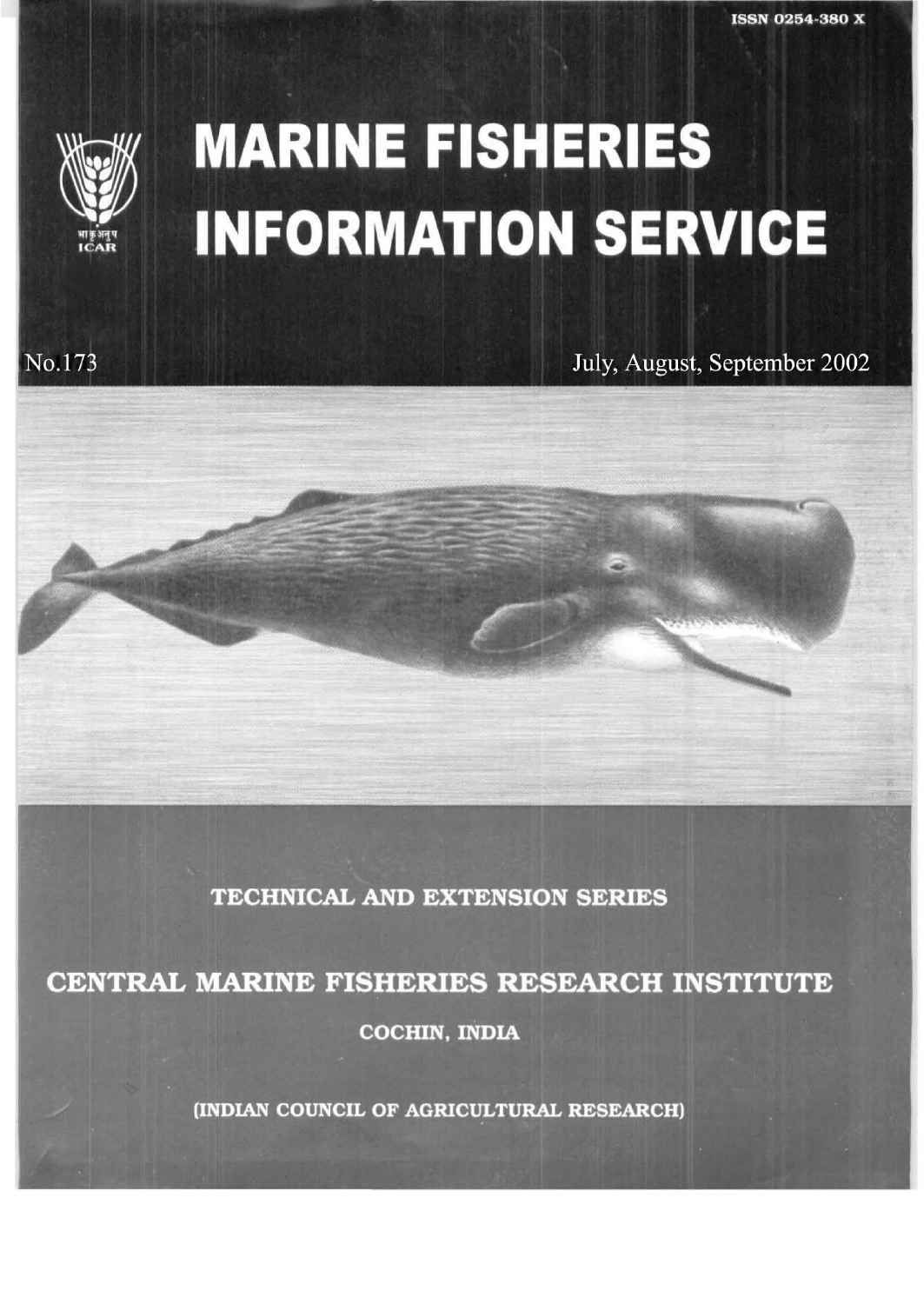ISSN 0254-380 X

# MARINE FISHERIES INFORMATION SERVICE

No.173

July, August, September 2002

TECHNICAL AND EXTENSION SERIES

## CENTRAL MARINE FISHERIES RESEARCH INSTITUTE

COCHIN, INDIA

(INDIAN COUNCIL OF AGRICULTURAL RESEARCH)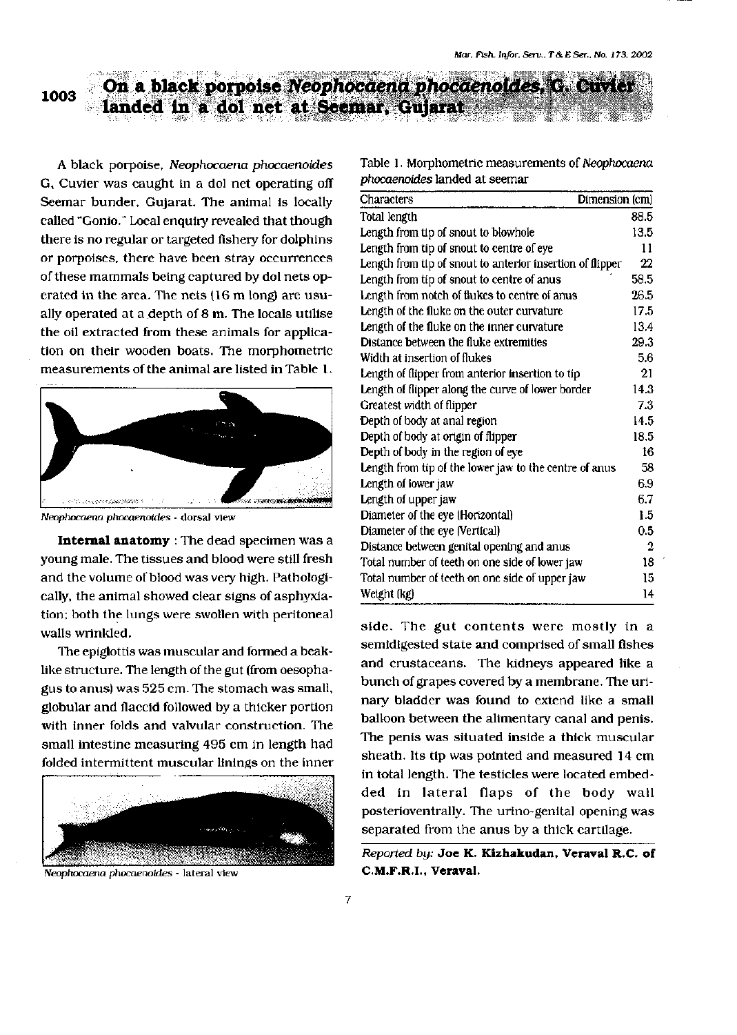# 1003 On a black porpoise *Neophocaena phocaenoides*, G. Cuvier landed in a dol net at Seemar, Gujarat

A black porpoise, *Neophocaena phocaenoides* G, Cuvier was caught in a dol net operating off Seemar bunder, Gujarat. The animal is locally called "Gonio." Local enquiry revealed that though there is no regular or targeted fishery for dolphins or porpoises, there have been stray occurrences of these mammals being captured by dol nets operated in the area. The nets (16 m long) are usually operated at a depth of 8 m. The locals utilise the oil extracted from these animals for application on their wooden boats. The morphometric measurements of the animal are listed in Table 1.

*Neophocaena phocaenoides* - dorsal view

**Internal anatomy** : The dead specimen was a young male. The tissues and blood were still fresh and the volume of blood was very high. Pathologically, the animal showed clear signs of asphyxiation; both the lungs were swollen with peritoneal walls wrinkled.

The epiglottis was muscular and formed a beak-like structure. The length of the gut (from oesophagus to anus) was 525 cm. The stomach was small, globular and flaccid followed by a thicker portion with inner folds and valvular construction. The small intestine measuring 495 cm in length had folded intermittent muscular linings on the inner side. The gut contents were mostly in a semidigested state and comprised of small fishes and crustaceans. The kidneys appeared like a bunch of grapes covered by a membrane. The urinary bladder was found to extend like a small balloon between the alimentary canal and penis. The penis was situated inside a thick muscular sheath. Its tip was pointed and measured 14 cm in total length. The testicles were located embedded in lateral flaps of the body wall posterioventrally. The urino-genital opening was separated from the anus by a thick cartilage.

*Neophocaena phocaenoides* - lateral view

Table 1. Morphometric measurements of *Neophocaena phocaenoides* landed at seemar

| Characters | Dimension (cm) |
|---|---|
| Total length | 88.5 |
| Length from tip of snout to blowhole | 13.5 |
| Length from tip of snout to centre of eye | 11 |
| Length from tip of snout to anterior insertion of flipper | 22 |
| Length from tip of snout to centre of anus | 58.5 |
| Length from notch of flukes to centre of anus | 26.5 |
| Length of the fluke on the outer curvature | 17.5 |
| Length of the fluke on the inner curvature | 13.4 |
| Distance between the fluke extremities | 29.3 |
| Width at insertion of flukes | 5.6 |
| Length of flipper from anterior insertion to tip | 21 |
| Length of flipper along the curve of lower border | 14.3 |
| Greatest width of flipper | 7.3 |
| Depth of body at anal region | 14.5 |
| Depth of body at origin of flipper | 18.5 |
| Depth of body in the region of eye | 16 |
| Length from tip of the lower jaw to the centre of anus | 58 |
| Length of lower jaw | 6.9 |
| Length of upper jaw | 6.7 |
| Diameter of the eye (Horizontal) | 1.5 |
| Diameter of the eye (Vertical) | 0.5 |
| Distance between genital opening and anus | 2 |
| Total number of teeth on one side of lower jaw | 18 |
| Total number of teeth on one side of upper jaw | 15 |
| Weight (kg) | 14 |

*Reported by:* **Joe K. Kizhakudan, Veraval R.C. of C.M.F.R.I., Veraval.**